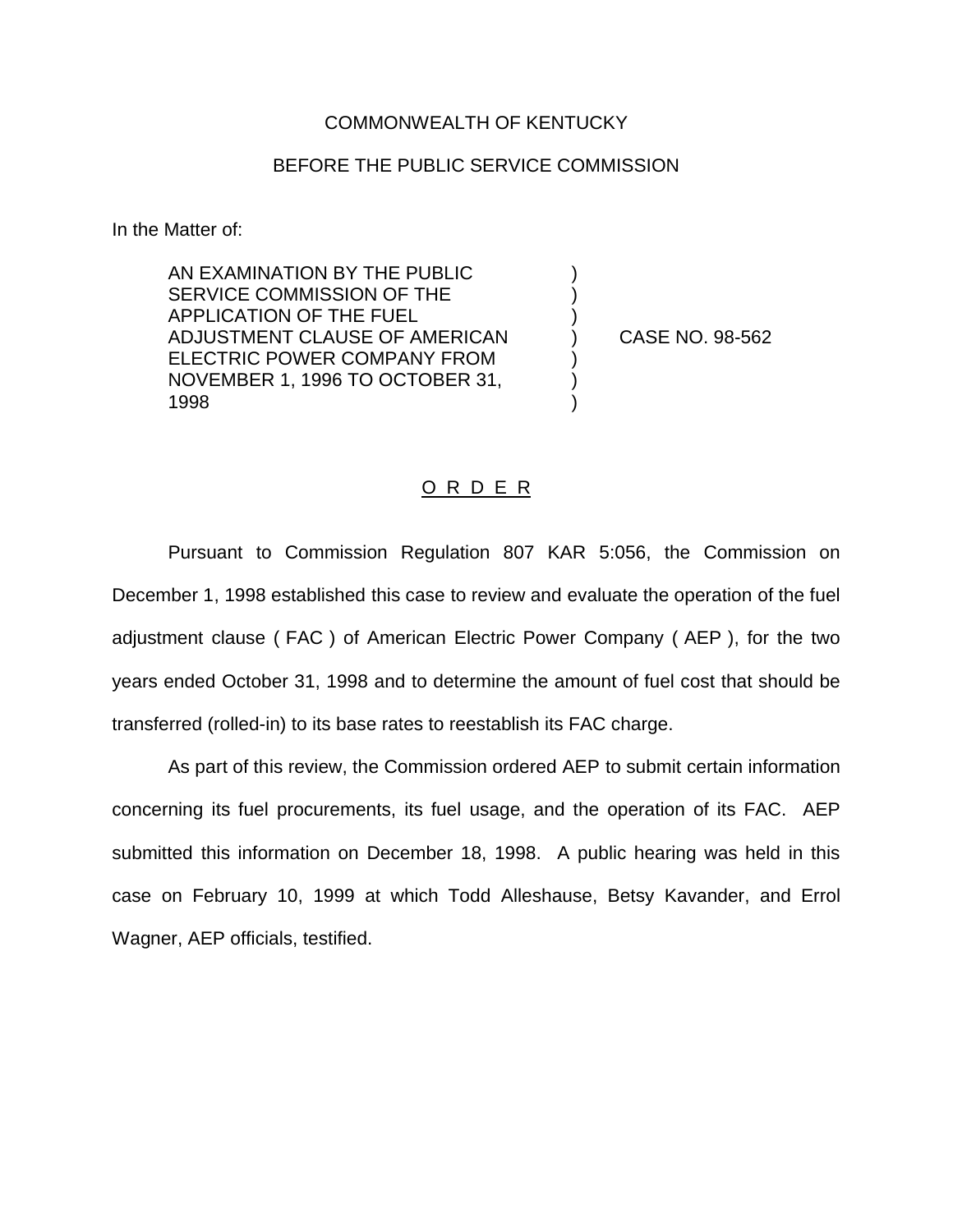COMMONWEALTH OF KENTUCKY

BEFORE THE PUBLIC SERVICE COMMISSION

In the Matter of:

| | | |
|---|---|---|
| AN EXAMINATION BY THE PUBLIC SERVICE COMMISSION OF THE APPLICATION OF THE FUEL ADJUSTMENT CLAUSE OF AMERICAN ELECTRIC POWER COMPANY FROM NOVEMBER 1, 1996 TO OCTOBER 31, 1998 | ) | CASE NO. 98-562 |

## O R D E R

Pursuant to Commission Regulation 807 KAR 5:056, the Commission on December 1, 1998 established this case to review and evaluate the operation of the fuel adjustment clause ( FAC ) of American Electric Power Company ( AEP ), for the two years ended October 31, 1998 and to determine the amount of fuel cost that should be transferred (rolled-in) to its base rates to reestablish its FAC charge.

As part of this review, the Commission ordered AEP to submit certain information concerning its fuel procurements, its fuel usage, and the operation of its FAC. AEP submitted this information on December 18, 1998. A public hearing was held in this case on February 10, 1999 at which Todd Alleshause, Betsy Kavander, and Errol Wagner, AEP officials, testified.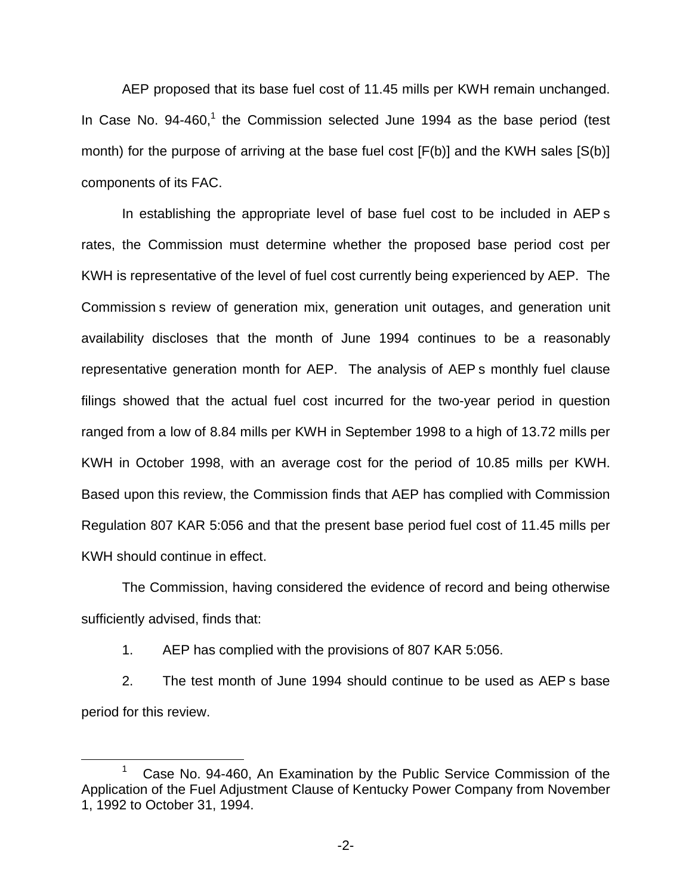AEP proposed that its base fuel cost of 11.45 mills per KWH remain unchanged. In Case No. 94-460,[1] the Commission selected June 1994 as the base period (test month) for the purpose of arriving at the base fuel cost [F(b)] and the KWH sales [S(b)] components of its FAC.

In establishing the appropriate level of base fuel cost to be included in AEP s rates, the Commission must determine whether the proposed base period cost per KWH is representative of the level of fuel cost currently being experienced by AEP. The Commission s review of generation mix, generation unit outages, and generation unit availability discloses that the month of June 1994 continues to be a reasonably representative generation month for AEP. The analysis of AEP s monthly fuel clause filings showed that the actual fuel cost incurred for the two-year period in question ranged from a low of 8.84 mills per KWH in September 1998 to a high of 13.72 mills per KWH in October 1998, with an average cost for the period of 10.85 mills per KWH. Based upon this review, the Commission finds that AEP has complied with Commission Regulation 807 KAR 5:056 and that the present base period fuel cost of 11.45 mills per KWH should continue in effect.

The Commission, having considered the evidence of record and being otherwise sufficiently advised, finds that:

1. AEP has complied with the provisions of 807 KAR 5:056.

2. The test month of June 1994 should continue to be used as AEP s base period for this review.

[1] Case No. 94-460, An Examination by the Public Service Commission of the Application of the Fuel Adjustment Clause of Kentucky Power Company from November 1, 1992 to October 31, 1994.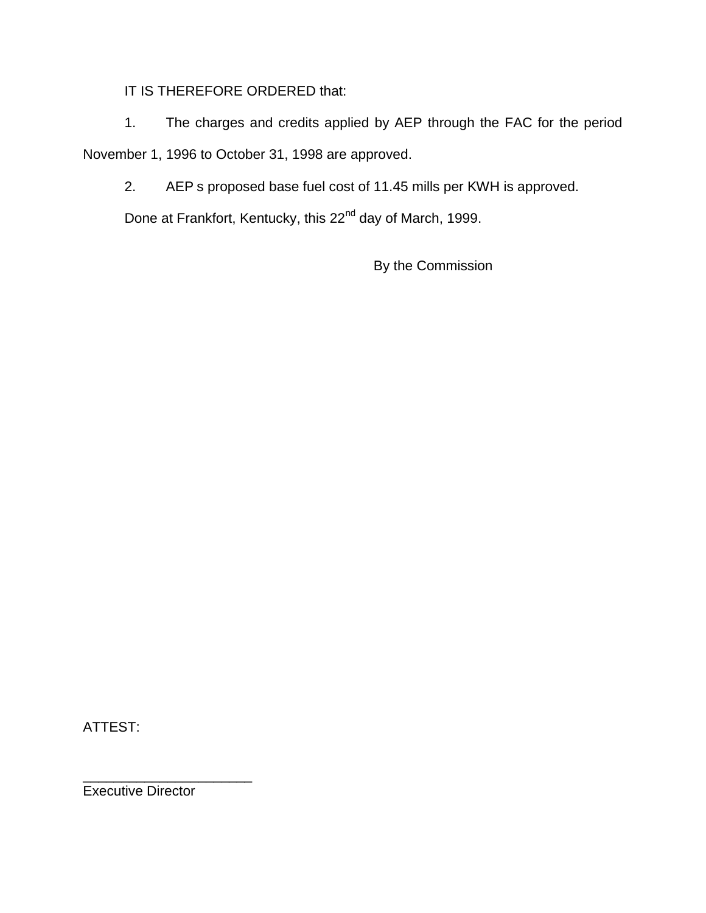IT IS THEREFORE ORDERED that:

1. The charges and credits applied by AEP through the FAC for the period November 1, 1996 to October 31, 1998 are approved.

2. AEP s proposed base fuel cost of 11.45 mills per KWH is approved.

Done at Frankfort, Kentucky, this 22nd day of March, 1999.

By the Commission

ATTEST:

______________________
Executive Director